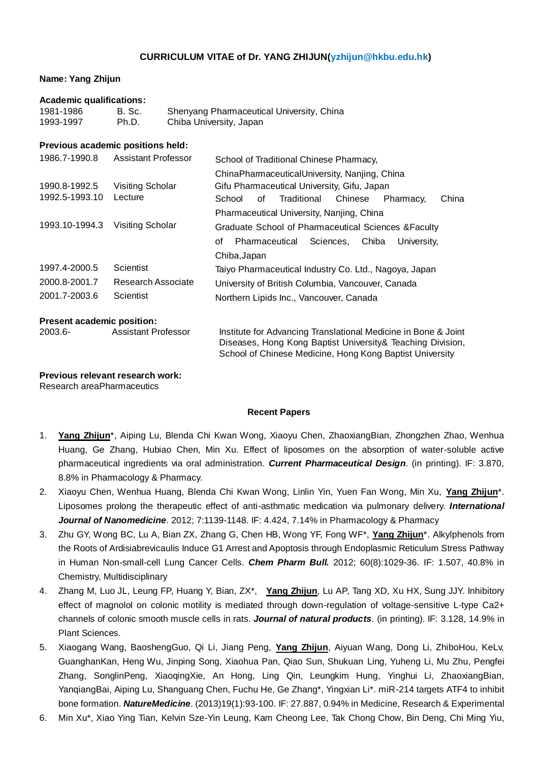**CURRICULUM VITAE of Dr. YANG ZHIJUN(yzhijun@hkbu.edu.hk)**

**Name: Yang Zhijun**

**Academic qualifications:**

| | | |
|---|---|---|
| 1981-1986 | B. Sc. | Shenyang Pharmaceutical University, China |
| 1993-1997 | Ph.D. | Chiba University, Japan |

**Previous academic positions held:**

| | | |
|---|---|---|
| 1986.7-1990.8 | Assistant Professor | School of Traditional Chinese Pharmacy, ChinaPharmaceuticalUniversity, Nanjing, China |
| 1990.8-1992.5 | Visiting Scholar | Gifu Pharmaceutical University, Gifu, Japan |
| 1992.5-1993.10 | Lecture | School of Traditional Chinese Pharmacy, China Pharmaceutical University, Nanjing, China |
| 1993.10-1994.3 | Visiting Scholar | Graduate School of Pharmaceutical Sciences &Faculty of Pharmaceutical Sciences, Chiba University, Chiba,Japan |
| 1997.4-2000.5 | Scientist | Taiyo Pharmaceutical Industry Co. Ltd., Nagoya, Japan |
| 2000.8-2001.7 | Research Associate | University of British Columbia, Vancouver, Canada |
| 2001.7-2003.6 | Scientist | Northern Lipids Inc., Vancouver, Canada |

**Present academic position:**

| | | |
|---|---|---|
| 2003.6- | Assistant Professor | Institute for Advancing Translational Medicine in Bone & Joint Diseases, Hong Kong Baptist University& Teaching Division, School of Chinese Medicine, Hong Kong Baptist University |

**Previous relevant research work:**

Research areaPharmaceutics

**Recent Papers**

1. **Yang Zhijun***, Aiping Lu, Blenda Chi Kwan Wong, Xiaoyu Chen, ZhaoxiangBian, Zhongzhen Zhao, Wenhua Huang, Ge Zhang, Hubiao Chen, Min Xu. Effect of liposomes on the absorption of water-soluble active pharmaceutical ingredients via oral administration. ***Current Pharmaceutical Design***. (in printing). IF: 3.870, 8.8% in Pharmacology & Pharmacy.
2. Xiaoyu Chen, Wenhua Huang, Blenda Chi Kwan Wong, Linlin Yin, Yuen Fan Wong, Min Xu, **Yang Zhijun***. Liposomes prolong the therapeutic effect of anti-asthmatic medication via pulmonary delivery. ***International Journal of Nanomedicine***. 2012; 7:1139-1148. IF: 4.424, 7.14% in Pharmacology & Pharmacy
3. Zhu GY, Wong BC, Lu A, Bian ZX, Zhang G, Chen HB, Wong YF, Fong WF*, **Yang Zhijun***. Alkylphenols from the Roots of Ardisiabrevicaulis Induce G1 Arrest and Apoptosis through Endoplasmic Reticulum Stress Pathway in Human Non-small-cell Lung Cancer Cells. ***Chem Pharm Bull.*** 2012; 60(8):1029-36. IF: 1.507, 40.8% in Chemistry, Multidisciplinary
4. Zhang M, Luo JL, Leung FP, Huang Y, Bian, ZX*, **Yang Zhijun**, Lu AP, Tang XD, Xu HX, Sung JJY. Inhibitory effect of magnolol on colonic motility is mediated through down-regulation of voltage-sensitive L-type Ca2+ channels of colonic smooth muscle cells in rats. ***Journal of natural products***. (in printing). IF: 3.128, 14.9% in Plant Sciences.
5. Xiaogang Wang, BaoshengGuo, Qi Li, Jiang Peng, **Yang Zhijun**, Aiyuan Wang, Dong Li, ZhiboHou, KeLv, GuanghanKan, Heng Wu, Jinping Song, Xiaohua Pan, Qiao Sun, Shukuan Ling, Yuheng Li, Mu Zhu, Pengfei Zhang, SonglinPeng, XiaoqingXie, An Hong, Ling Qin, Leungkim Hung, Yinghui Li, ZhaoxiangBian, YanqiangBai, Aiping Lu, Shanguang Chen, Fuchu He, Ge Zhang*, Yingxian Li*. miR-214 targets ATF4 to inhibit bone formation. ***NatureMedicine***. (2013)19(1):93-100. IF: 27.887, 0.94% in Medicine, Research & Experimental
6. Min Xu*, Xiao Ying Tian, Kelvin Sze-Yin Leung, Kam Cheong Lee, Tak Chong Chow, Bin Deng, Chi Ming Yiu,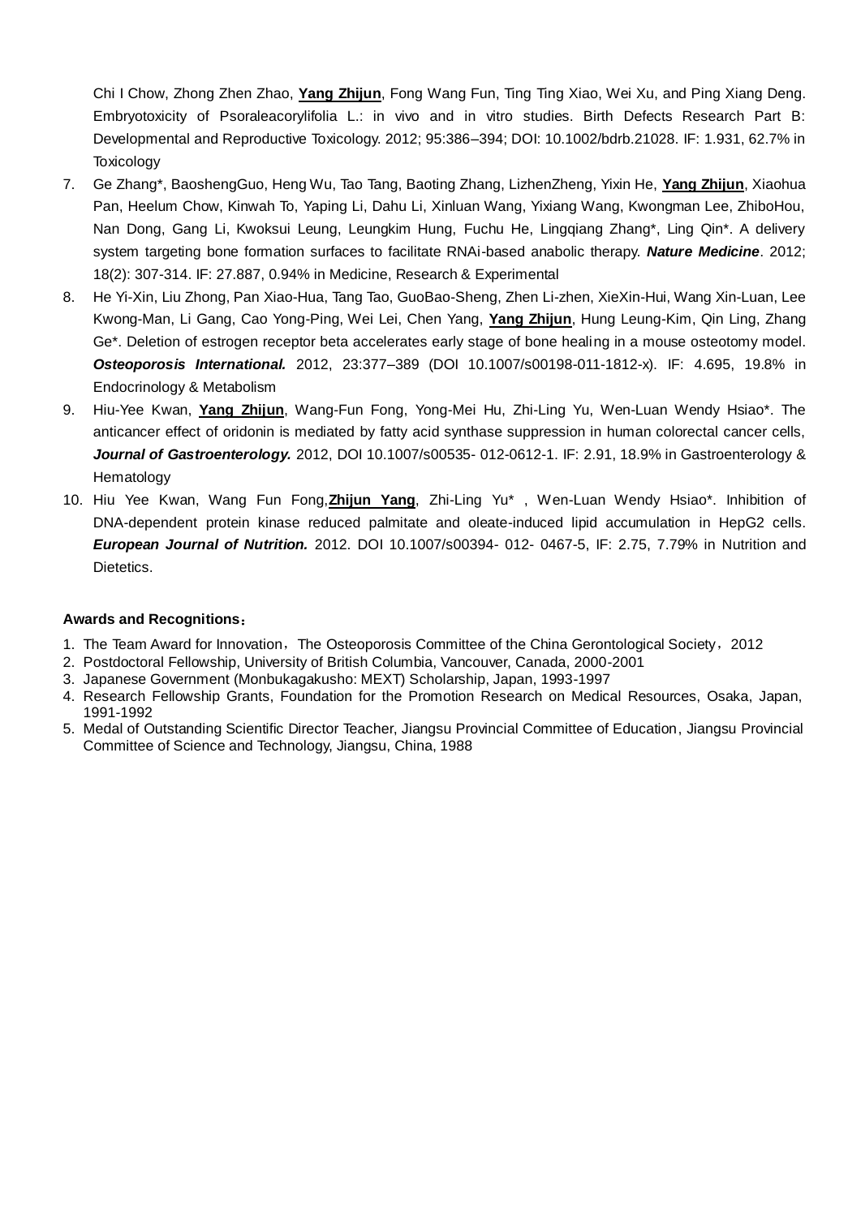Chi I Chow, Zhong Zhen Zhao, **Yang Zhijun**, Fong Wang Fun, Ting Ting Xiao, Wei Xu, and Ping Xiang Deng. Embryotoxicity of Psoraleacorylifolia L.: in vivo and in vitro studies. Birth Defects Research Part B: Developmental and Reproductive Toxicology. 2012; 95:386–394; DOI: 10.1002/bdrb.21028. IF: 1.931, 62.7% in Toxicology

7. Ge Zhang*, BaoshengGuo, Heng Wu, Tao Tang, Baoting Zhang, LizhenZheng, Yixin He, **Yang Zhijun**, Xiaohua Pan, Heelum Chow, Kinwah To, Yaping Li, Dahu Li, Xinluan Wang, Yixiang Wang, Kwongman Lee, ZhiboHou, Nan Dong, Gang Li, Kwoksui Leung, Leungkim Hung, Fuchu He, Lingqiang Zhang*, Ling Qin*. A delivery system targeting bone formation surfaces to facilitate RNAi-based anabolic therapy. ***Nature Medicine***. 2012; 18(2): 307-314. IF: 27.887, 0.94% in Medicine, Research & Experimental
8. He Yi-Xin, Liu Zhong, Pan Xiao-Hua, Tang Tao, GuoBao-Sheng, Zhen Li-zhen, XieXin-Hui, Wang Xin-Luan, Lee Kwong-Man, Li Gang, Cao Yong-Ping, Wei Lei, Chen Yang, **Yang Zhijun**, Hung Leung-Kim, Qin Ling, Zhang Ge*. Deletion of estrogen receptor beta accelerates early stage of bone healing in a mouse osteotomy model. ***Osteoporosis International.*** 2012, 23:377–389 (DOI 10.1007/s00198-011-1812-x). IF: 4.695, 19.8% in Endocrinology & Metabolism
9. Hiu-Yee Kwan, **Yang Zhijun**, Wang-Fun Fong, Yong-Mei Hu, Zhi-Ling Yu, Wen-Luan Wendy Hsiao*. The anticancer effect of oridonin is mediated by fatty acid synthase suppression in human colorectal cancer cells, ***Journal of Gastroenterology.*** 2012, DOI 10.1007/s00535- 012-0612-1. IF: 2.91, 18.9% in Gastroenterology & Hematology
10. Hiu Yee Kwan, Wang Fun Fong,**Zhijun Yang**, Zhi-Ling Yu* , Wen-Luan Wendy Hsiao*. Inhibition of DNA-dependent protein kinase reduced palmitate and oleate-induced lipid accumulation in HepG2 cells. ***European Journal of Nutrition.*** 2012. DOI 10.1007/s00394- 012- 0467-5, IF: 2.75, 7.79% in Nutrition and Dietetics.

**Awards and Recognitions：**

1. The Team Award for Innovation，The Osteoporosis Committee of the China Gerontological Society，2012
2. Postdoctoral Fellowship, University of British Columbia, Vancouver, Canada, 2000-2001
3. Japanese Government (Monbukagakusho: MEXT) Scholarship, Japan, 1993-1997
4. Research Fellowship Grants, Foundation for the Promotion Research on Medical Resources, Osaka, Japan, 1991-1992
5. Medal of Outstanding Scientific Director Teacher, Jiangsu Provincial Committee of Education, Jiangsu Provincial Committee of Science and Technology, Jiangsu, China, 1988